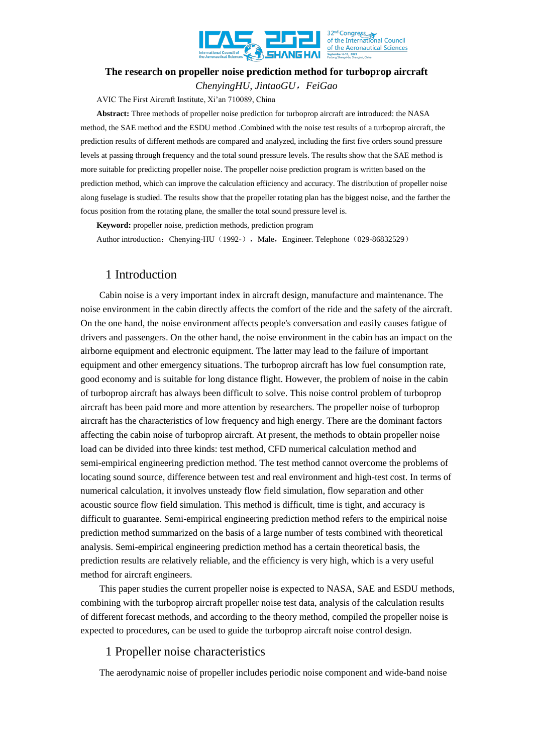# The research on propeller noise prediction method for turboprop aircraft

*ChenyingHU, JintaoGU，FeiGao*

AVIC The First Aircraft Institute, Xi'an 710089, China

**Abstract:** Three methods of propeller noise prediction for turboprop aircraft are introduced: the NASA method, the SAE method and the ESDU method .Combined with the noise test results of a turboprop aircraft, the prediction results of different methods are compared and analyzed, including the first five orders sound pressure levels at passing through frequency and the total sound pressure levels. The results show that the SAE method is more suitable for predicting propeller noise. The propeller noise prediction program is written based on the prediction method, which can improve the calculation efficiency and accuracy. The distribution of propeller noise along fuselage is studied. The results show that the propeller rotating plan has the biggest noise, and the farther the focus position from the rotating plane, the smaller the total sound pressure level is.

**Keyword:** propeller noise, prediction methods, prediction program

Author introduction：Chenying-HU（1992-），Male，Engineer. Telephone（029-86832529）

## 1 Introduction

Cabin noise is a very important index in aircraft design, manufacture and maintenance. The noise environment in the cabin directly affects the comfort of the ride and the safety of the aircraft. On the one hand, the noise environment affects people's conversation and easily causes fatigue of drivers and passengers. On the other hand, the noise environment in the cabin has an impact on the airborne equipment and electronic equipment. The latter may lead to the failure of important equipment and other emergency situations. The turboprop aircraft has low fuel consumption rate, good economy and is suitable for long distance flight. However, the problem of noise in the cabin of turboprop aircraft has always been difficult to solve. This noise control problem of turboprop aircraft has been paid more and more attention by researchers. The propeller noise of turboprop aircraft has the characteristics of low frequency and high energy. There are the dominant factors affecting the cabin noise of turboprop aircraft. At present, the methods to obtain propeller noise load can be divided into three kinds: test method, CFD numerical calculation method and semi-empirical engineering prediction method. The test method cannot overcome the problems of locating sound source, difference between test and real environment and high-test cost. In terms of numerical calculation, it involves unsteady flow field simulation, flow separation and other acoustic source flow field simulation. This method is difficult, time is tight, and accuracy is difficult to guarantee. Semi-empirical engineering prediction method refers to the empirical noise prediction method summarized on the basis of a large number of tests combined with theoretical analysis. Semi-empirical engineering prediction method has a certain theoretical basis, the prediction results are relatively reliable, and the efficiency is very high, which is a very useful method for aircraft engineers.

This paper studies the current propeller noise is expected to NASA, SAE and ESDU methods, combining with the turboprop aircraft propeller noise test data, analysis of the calculation results of different forecast methods, and according to the theory method, compiled the propeller noise is expected to procedures, can be used to guide the turboprop aircraft noise control design.

## 1 Propeller noise characteristics

The aerodynamic noise of propeller includes periodic noise component and wide-band noise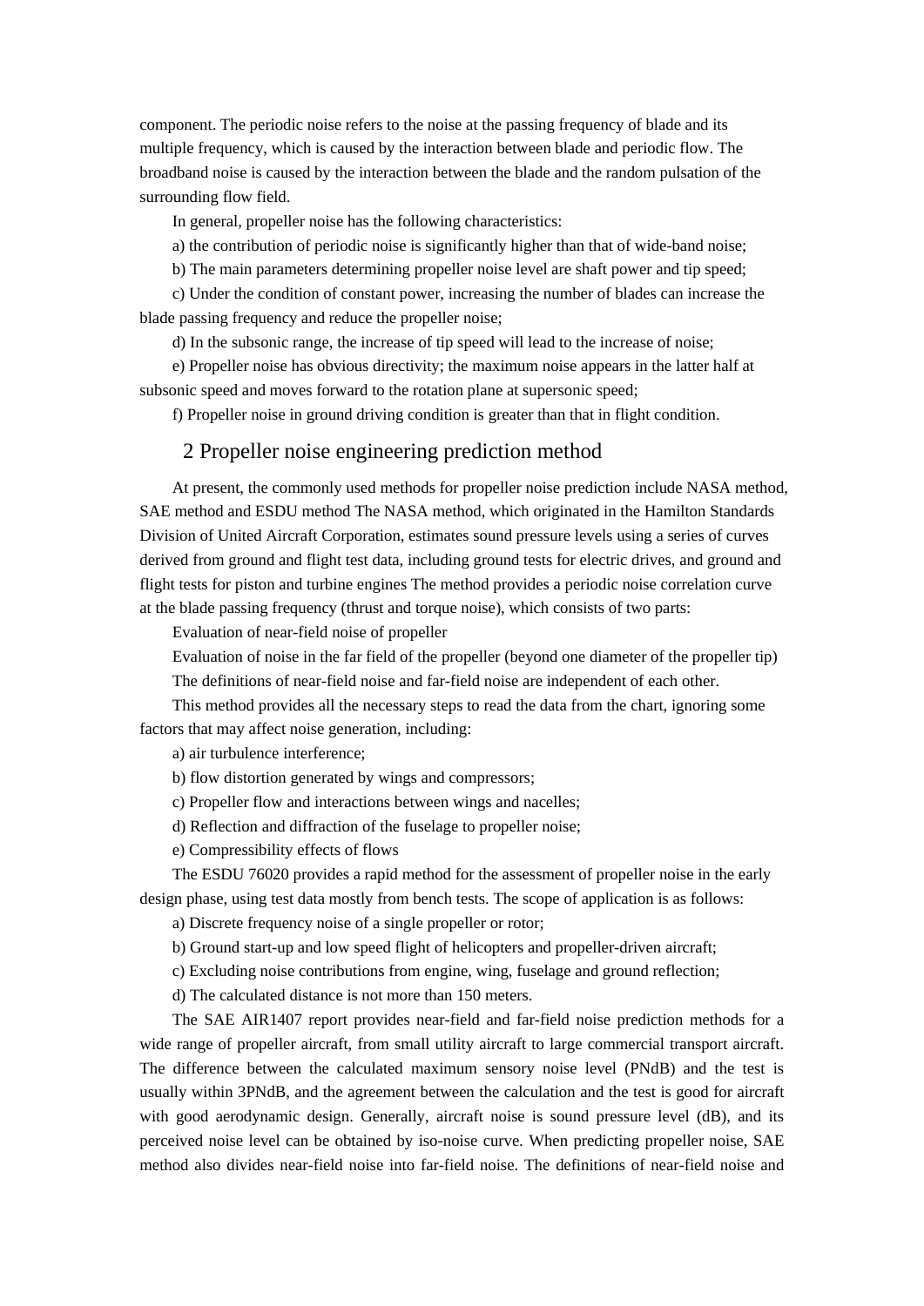component. The periodic noise refers to the noise at the passing frequency of blade and its multiple frequency, which is caused by the interaction between blade and periodic flow. The broadband noise is caused by the interaction between the blade and the random pulsation of the surrounding flow field.

In general, propeller noise has the following characteristics:

a) the contribution of periodic noise is significantly higher than that of wide-band noise;

b) The main parameters determining propeller noise level are shaft power and tip speed;

c) Under the condition of constant power, increasing the number of blades can increase the blade passing frequency and reduce the propeller noise;

d) In the subsonic range, the increase of tip speed will lead to the increase of noise;

e) Propeller noise has obvious directivity; the maximum noise appears in the latter half at subsonic speed and moves forward to the rotation plane at supersonic speed;

f) Propeller noise in ground driving condition is greater than that in flight condition.

## 2 Propeller noise engineering prediction method

At present, the commonly used methods for propeller noise prediction include NASA method, SAE method and ESDU method The NASA method, which originated in the Hamilton Standards Division of United Aircraft Corporation, estimates sound pressure levels using a series of curves derived from ground and flight test data, including ground tests for electric drives, and ground and flight tests for piston and turbine engines The method provides a periodic noise correlation curve at the blade passing frequency (thrust and torque noise), which consists of two parts:

Evaluation of near-field noise of propeller

Evaluation of noise in the far field of the propeller (beyond one diameter of the propeller tip)

The definitions of near-field noise and far-field noise are independent of each other.

This method provides all the necessary steps to read the data from the chart, ignoring some factors that may affect noise generation, including:

a) air turbulence interference;

b) flow distortion generated by wings and compressors;

c) Propeller flow and interactions between wings and nacelles;

d) Reflection and diffraction of the fuselage to propeller noise;

e) Compressibility effects of flows

The ESDU 76020 provides a rapid method for the assessment of propeller noise in the early design phase, using test data mostly from bench tests. The scope of application is as follows:

a) Discrete frequency noise of a single propeller or rotor;

b) Ground start-up and low speed flight of helicopters and propeller-driven aircraft;

c) Excluding noise contributions from engine, wing, fuselage and ground reflection;

d) The calculated distance is not more than 150 meters.

The SAE AIR1407 report provides near-field and far-field noise prediction methods for a wide range of propeller aircraft, from small utility aircraft to large commercial transport aircraft. The difference between the calculated maximum sensory noise level (PNdB) and the test is usually within 3PNdB, and the agreement between the calculation and the test is good for aircraft with good aerodynamic design. Generally, aircraft noise is sound pressure level (dB), and its perceived noise level can be obtained by iso-noise curve. When predicting propeller noise, SAE method also divides near-field noise into far-field noise. The definitions of near-field noise and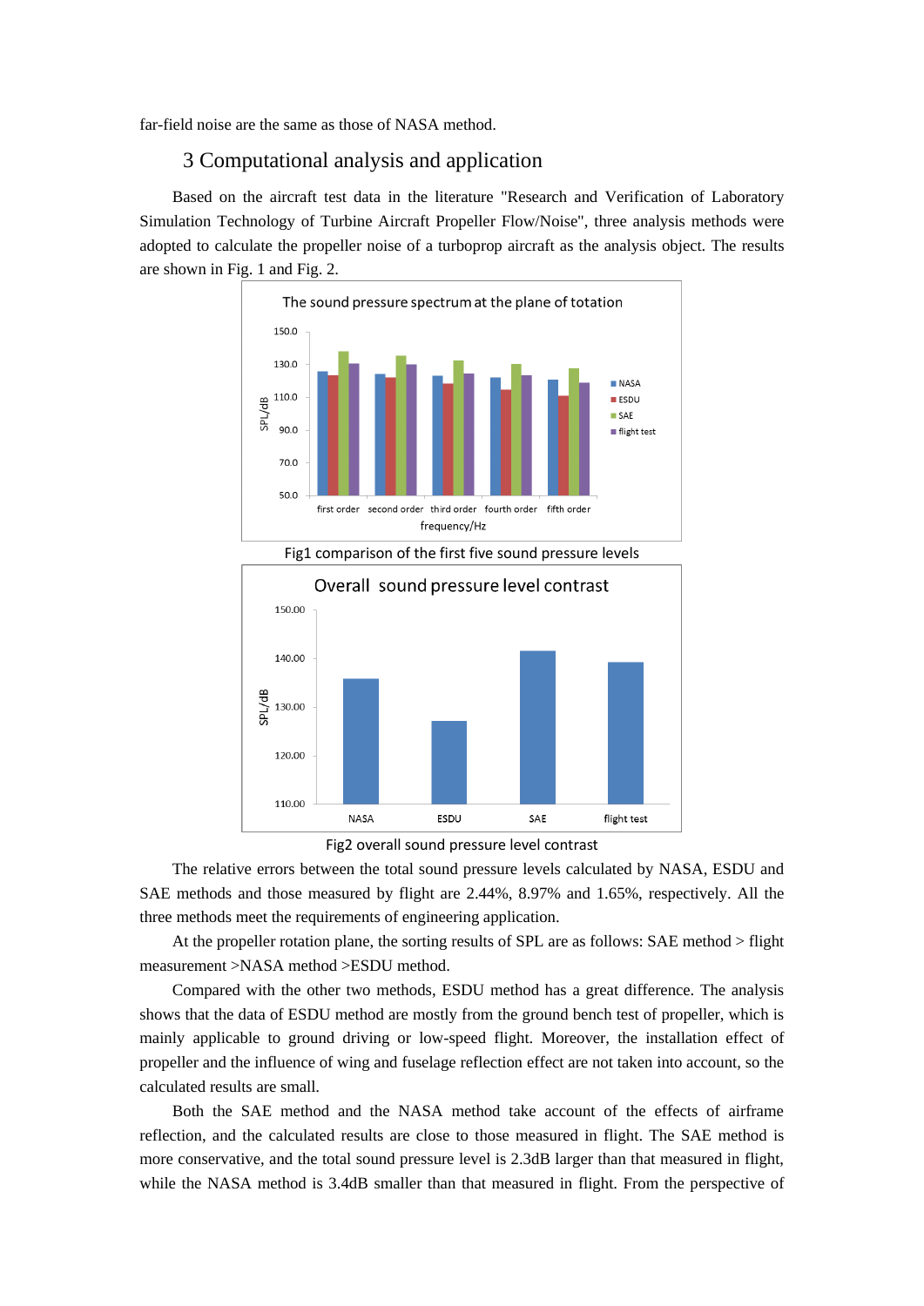far-field noise are the same as those of NASA method.

## 3 Computational analysis and application

Based on the aircraft test data in the literature "Research and Verification of Laboratory Simulation Technology of Turbine Aircraft Propeller Flow/Noise", three analysis methods were adopted to calculate the propeller noise of a turboprop aircraft as the analysis object. The results are shown in Fig. 1 and Fig. 2.

Fig1 comparison of the first five sound pressure levels

Fig2 overall sound pressure level contrast

The relative errors between the total sound pressure levels calculated by NASA, ESDU and SAE methods and those measured by flight are 2.44%, 8.97% and 1.65%, respectively. All the three methods meet the requirements of engineering application.

At the propeller rotation plane, the sorting results of SPL are as follows: SAE method > flight measurement >NASA method >ESDU method.

Compared with the other two methods, ESDU method has a great difference. The analysis shows that the data of ESDU method are mostly from the ground bench test of propeller, which is mainly applicable to ground driving or low-speed flight. Moreover, the installation effect of propeller and the influence of wing and fuselage reflection effect are not taken into account, so the calculated results are small.

Both the SAE method and the NASA method take account of the effects of airframe reflection, and the calculated results are close to those measured in flight. The SAE method is more conservative, and the total sound pressure level is 2.3dB larger than that measured in flight, while the NASA method is 3.4dB smaller than that measured in flight. From the perspective of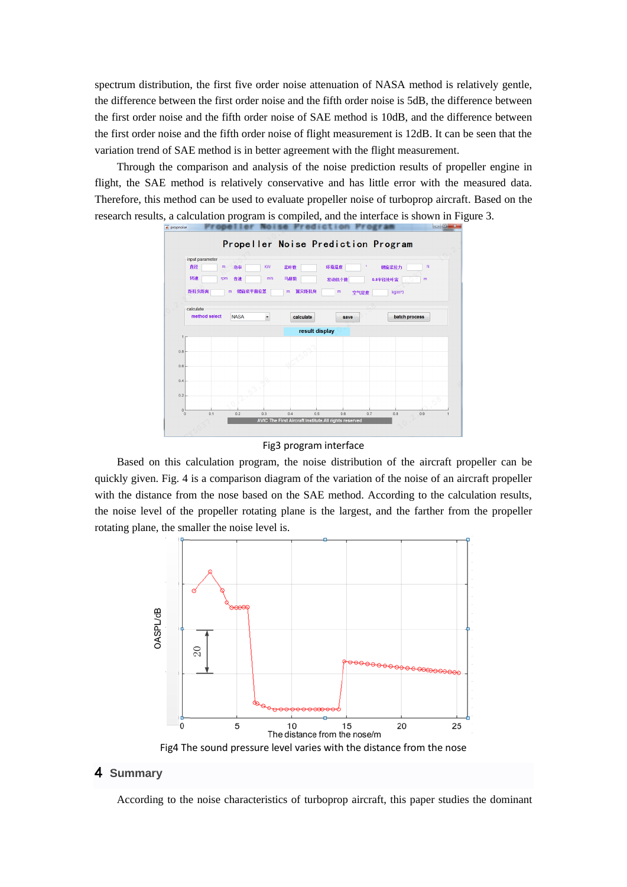spectrum distribution, the first five order noise attenuation of NASA method is relatively gentle, the difference between the first order noise and the fifth order noise is 5dB, the difference between the first order noise and the fifth order noise of SAE method is 10dB, and the difference between the first order noise and the fifth order noise of flight measurement is 12dB. It can be seen that the variation trend of SAE method is in better agreement with the flight measurement.

Through the comparison and analysis of the noise prediction results of propeller engine in flight, the SAE method is relatively conservative and has little error with the measured data. Therefore, this method can be used to evaluate propeller noise of turboprop aircraft. Based on the research results, a calculation program is compiled, and the interface is shown in Figure 3.

Fig3 program interface

Based on this calculation program, the noise distribution of the aircraft propeller can be quickly given. Fig. 4 is a comparison diagram of the variation of the noise of an aircraft propeller with the distance from the nose based on the SAE method. According to the calculation results, the noise level of the propeller rotating plane is the largest, and the farther from the propeller rotating plane, the smaller the noise level is.

Fig4 The sound pressure level varies with the distance from the nose

## 4 Summary

According to the noise characteristics of turboprop aircraft, this paper studies the dominant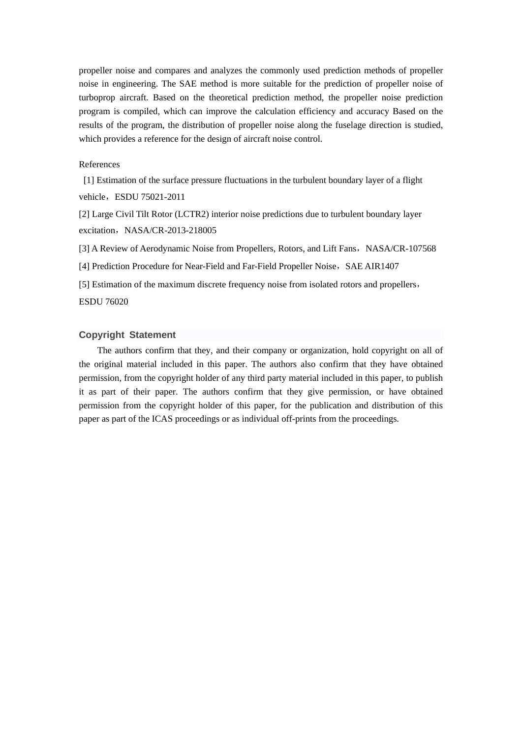propeller noise and compares and analyzes the commonly used prediction methods of propeller noise in engineering. The SAE method is more suitable for the prediction of propeller noise of turboprop aircraft. Based on the theoretical prediction method, the propeller noise prediction program is compiled, which can improve the calculation efficiency and accuracy Based on the results of the program, the distribution of propeller noise along the fuselage direction is studied, which provides a reference for the design of aircraft noise control.

References

[1] Estimation of the surface pressure fluctuations in the turbulent boundary layer of a flight vehicle，ESDU 75021-2011

[2] Large Civil Tilt Rotor (LCTR2) interior noise predictions due to turbulent boundary layer excitation，NASA/CR-2013-218005

[3] A Review of Aerodynamic Noise from Propellers, Rotors, and Lift Fans，NASA/CR-107568

[4] Prediction Procedure for Near-Field and Far-Field Propeller Noise，SAE AIR1407

[5] Estimation of the maximum discrete frequency noise from isolated rotors and propellers，ESDU 76020

## Copyright Statement

The authors confirm that they, and their company or organization, hold copyright on all of the original material included in this paper. The authors also confirm that they have obtained permission, from the copyright holder of any third party material included in this paper, to publish it as part of their paper. The authors confirm that they give permission, or have obtained permission from the copyright holder of this paper, for the publication and distribution of this paper as part of the ICAS proceedings or as individual off-prints from the proceedings.